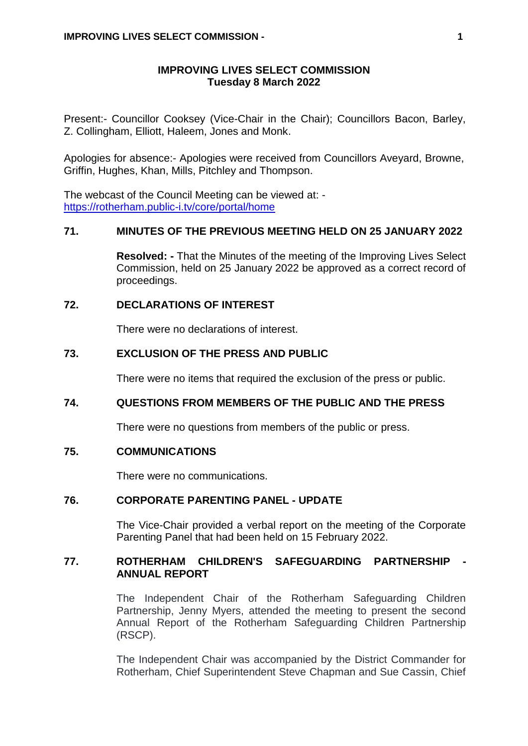# IMPROVING LIVES SELECT COMMISSION
## Tuesday 8 March 2022

Present:- Councillor Cooksey (Vice-Chair in the Chair); Councillors Bacon, Barley, Z. Collingham, Elliott, Haleem, Jones and Monk.

Apologies for absence:- Apologies were received from Councillors Aveyard, Browne, Griffin, Hughes, Khan, Mills, Pitchley and Thompson.

The webcast of the Council Meeting can be viewed at: -
https://rotherham.public-i.tv/core/portal/home

### 71. MINUTES OF THE PREVIOUS MEETING HELD ON 25 JANUARY 2022

**Resolved: -** That the Minutes of the meeting of the Improving Lives Select Commission, held on 25 January 2022 be approved as a correct record of proceedings.

### 72. DECLARATIONS OF INTEREST

There were no declarations of interest.

### 73. EXCLUSION OF THE PRESS AND PUBLIC

There were no items that required the exclusion of the press or public.

### 74. QUESTIONS FROM MEMBERS OF THE PUBLIC AND THE PRESS

There were no questions from members of the public or press.

### 75. COMMUNICATIONS

There were no communications.

### 76. CORPORATE PARENTING PANEL - UPDATE

The Vice-Chair provided a verbal report on the meeting of the Corporate Parenting Panel that had been held on 15 February 2022.

### 77. ROTHERHAM CHILDREN'S SAFEGUARDING PARTNERSHIP - ANNUAL REPORT

The Independent Chair of the Rotherham Safeguarding Children Partnership, Jenny Myers, attended the meeting to present the second Annual Report of the Rotherham Safeguarding Children Partnership (RSCP).

The Independent Chair was accompanied by the District Commander for Rotherham, Chief Superintendent Steve Chapman and Sue Cassin, Chief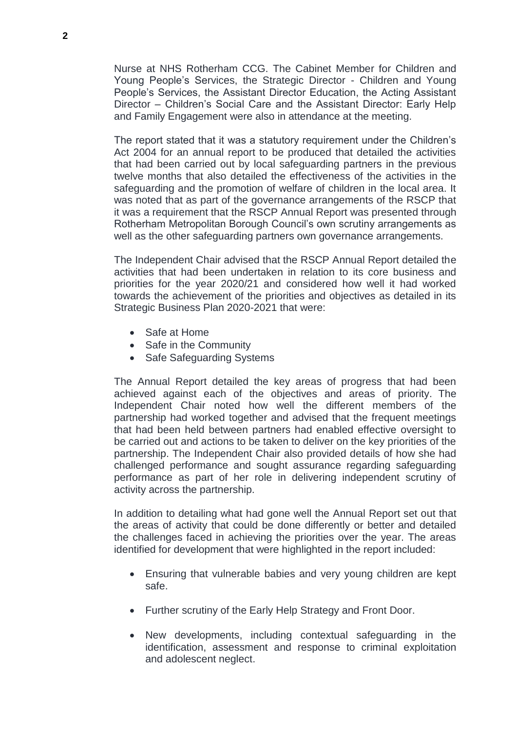Nurse at NHS Rotherham CCG. The Cabinet Member for Children and Young People's Services, the Strategic Director - Children and Young People's Services, the Assistant Director Education, the Acting Assistant Director – Children's Social Care and the Assistant Director: Early Help and Family Engagement were also in attendance at the meeting.

The report stated that it was a statutory requirement under the Children's Act 2004 for an annual report to be produced that detailed the activities that had been carried out by local safeguarding partners in the previous twelve months that also detailed the effectiveness of the activities in the safeguarding and the promotion of welfare of children in the local area. It was noted that as part of the governance arrangements of the RSCP that it was a requirement that the RSCP Annual Report was presented through Rotherham Metropolitan Borough Council's own scrutiny arrangements as well as the other safeguarding partners own governance arrangements.

The Independent Chair advised that the RSCP Annual Report detailed the activities that had been undertaken in relation to its core business and priorities for the year 2020/21 and considered how well it had worked towards the achievement of the priorities and objectives as detailed in its Strategic Business Plan 2020-2021 that were:

- Safe at Home
- Safe in the Community
- Safe Safeguarding Systems

The Annual Report detailed the key areas of progress that had been achieved against each of the objectives and areas of priority. The Independent Chair noted how well the different members of the partnership had worked together and advised that the frequent meetings that had been held between partners had enabled effective oversight to be carried out and actions to be taken to deliver on the key priorities of the partnership. The Independent Chair also provided details of how she had challenged performance and sought assurance regarding safeguarding performance as part of her role in delivering independent scrutiny of activity across the partnership.

In addition to detailing what had gone well the Annual Report set out that the areas of activity that could be done differently or better and detailed the challenges faced in achieving the priorities over the year. The areas identified for development that were highlighted in the report included:

- Ensuring that vulnerable babies and very young children are kept safe.
- Further scrutiny of the Early Help Strategy and Front Door.
- New developments, including contextual safeguarding in the identification, assessment and response to criminal exploitation and adolescent neglect.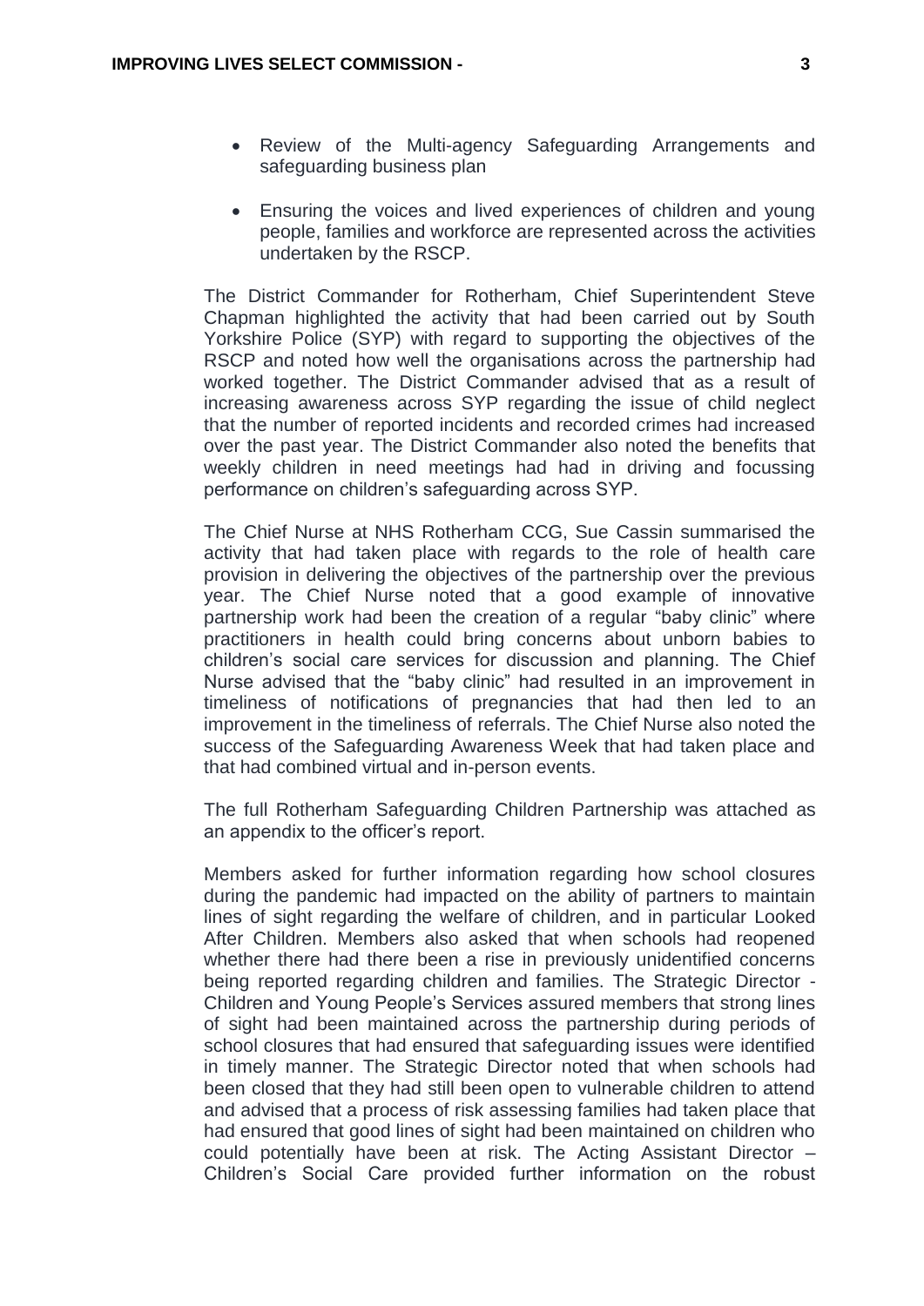- Review of the Multi-agency Safeguarding Arrangements and safeguarding business plan

- Ensuring the voices and lived experiences of children and young people, families and workforce are represented across the activities undertaken by the RSCP.

The District Commander for Rotherham, Chief Superintendent Steve Chapman highlighted the activity that had been carried out by South Yorkshire Police (SYP) with regard to supporting the objectives of the RSCP and noted how well the organisations across the partnership had worked together. The District Commander advised that as a result of increasing awareness across SYP regarding the issue of child neglect that the number of reported incidents and recorded crimes had increased over the past year. The District Commander also noted the benefits that weekly children in need meetings had had in driving and focussing performance on children's safeguarding across SYP.

The Chief Nurse at NHS Rotherham CCG, Sue Cassin summarised the activity that had taken place with regards to the role of health care provision in delivering the objectives of the partnership over the previous year. The Chief Nurse noted that a good example of innovative partnership work had been the creation of a regular "baby clinic" where practitioners in health could bring concerns about unborn babies to children's social care services for discussion and planning. The Chief Nurse advised that the "baby clinic" had resulted in an improvement in timeliness of notifications of pregnancies that had then led to an improvement in the timeliness of referrals. The Chief Nurse also noted the success of the Safeguarding Awareness Week that had taken place and that had combined virtual and in-person events.

The full Rotherham Safeguarding Children Partnership was attached as an appendix to the officer's report.

Members asked for further information regarding how school closures during the pandemic had impacted on the ability of partners to maintain lines of sight regarding the welfare of children, and in particular Looked After Children. Members also asked that when schools had reopened whether there had there been a rise in previously unidentified concerns being reported regarding children and families. The Strategic Director - Children and Young People's Services assured members that strong lines of sight had been maintained across the partnership during periods of school closures that had ensured that safeguarding issues were identified in timely manner. The Strategic Director noted that when schools had been closed that they had still been open to vulnerable children to attend and advised that a process of risk assessing families had taken place that had ensured that good lines of sight had been maintained on children who could potentially have been at risk. The Acting Assistant Director – Children's Social Care provided further information on the robust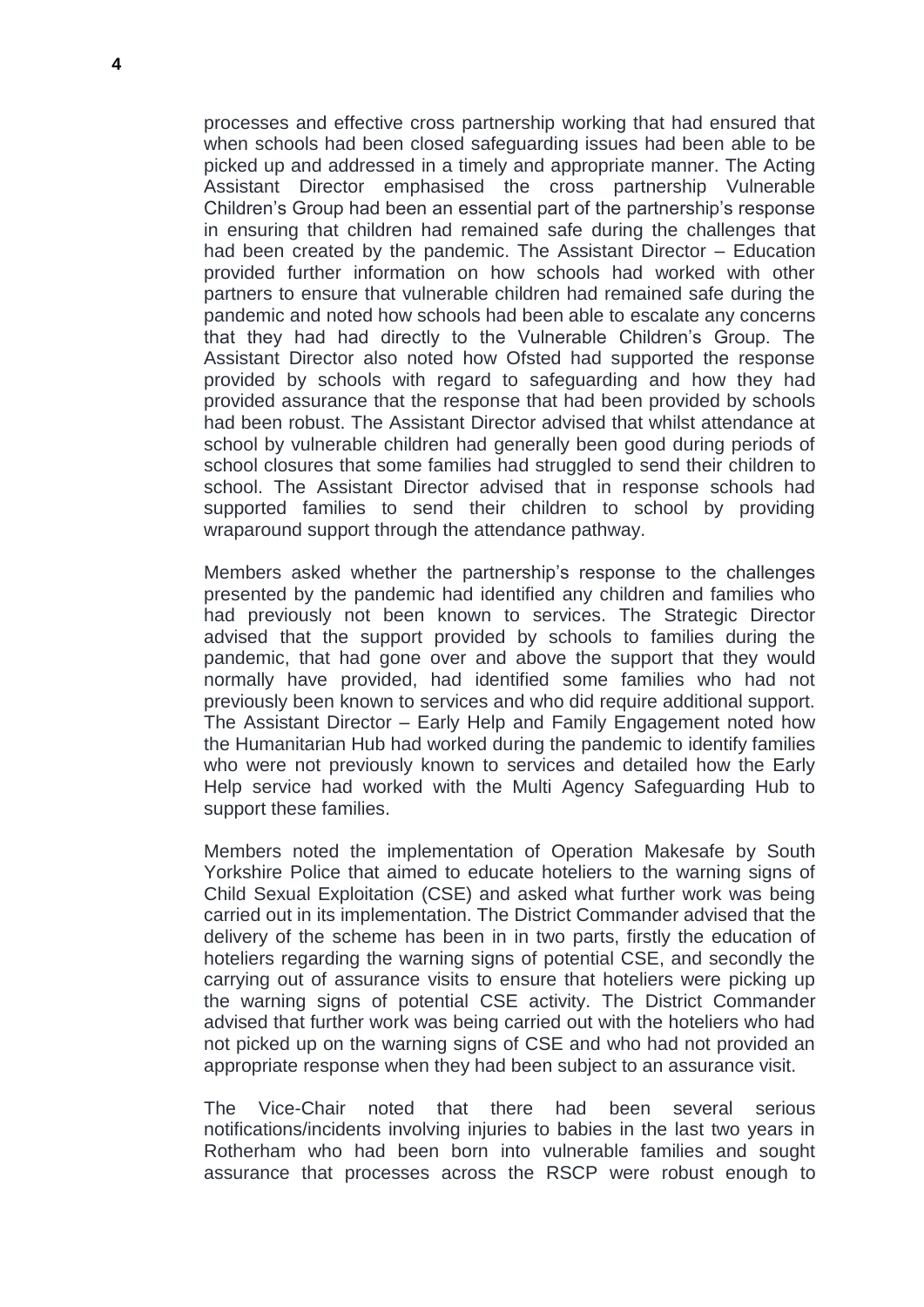processes and effective cross partnership working that had ensured that when schools had been closed safeguarding issues had been able to be picked up and addressed in a timely and appropriate manner. The Acting Assistant Director emphasised the cross partnership Vulnerable Children's Group had been an essential part of the partnership's response in ensuring that children had remained safe during the challenges that had been created by the pandemic. The Assistant Director – Education provided further information on how schools had worked with other partners to ensure that vulnerable children had remained safe during the pandemic and noted how schools had been able to escalate any concerns that they had had directly to the Vulnerable Children's Group. The Assistant Director also noted how Ofsted had supported the response provided by schools with regard to safeguarding and how they had provided assurance that the response that had been provided by schools had been robust. The Assistant Director advised that whilst attendance at school by vulnerable children had generally been good during periods of school closures that some families had struggled to send their children to school. The Assistant Director advised that in response schools had supported families to send their children to school by providing wraparound support through the attendance pathway.

Members asked whether the partnership's response to the challenges presented by the pandemic had identified any children and families who had previously not been known to services. The Strategic Director advised that the support provided by schools to families during the pandemic, that had gone over and above the support that they would normally have provided, had identified some families who had not previously been known to services and who did require additional support. The Assistant Director – Early Help and Family Engagement noted how the Humanitarian Hub had worked during the pandemic to identify families who were not previously known to services and detailed how the Early Help service had worked with the Multi Agency Safeguarding Hub to support these families.

Members noted the implementation of Operation Makesafe by South Yorkshire Police that aimed to educate hoteliers to the warning signs of Child Sexual Exploitation (CSE) and asked what further work was being carried out in its implementation. The District Commander advised that the delivery of the scheme has been in in two parts, firstly the education of hoteliers regarding the warning signs of potential CSE, and secondly the carrying out of assurance visits to ensure that hoteliers were picking up the warning signs of potential CSE activity. The District Commander advised that further work was being carried out with the hoteliers who had not picked up on the warning signs of CSE and who had not provided an appropriate response when they had been subject to an assurance visit.

The Vice-Chair noted that there had been several serious notifications/incidents involving injuries to babies in the last two years in Rotherham who had been born into vulnerable families and sought assurance that processes across the RSCP were robust enough to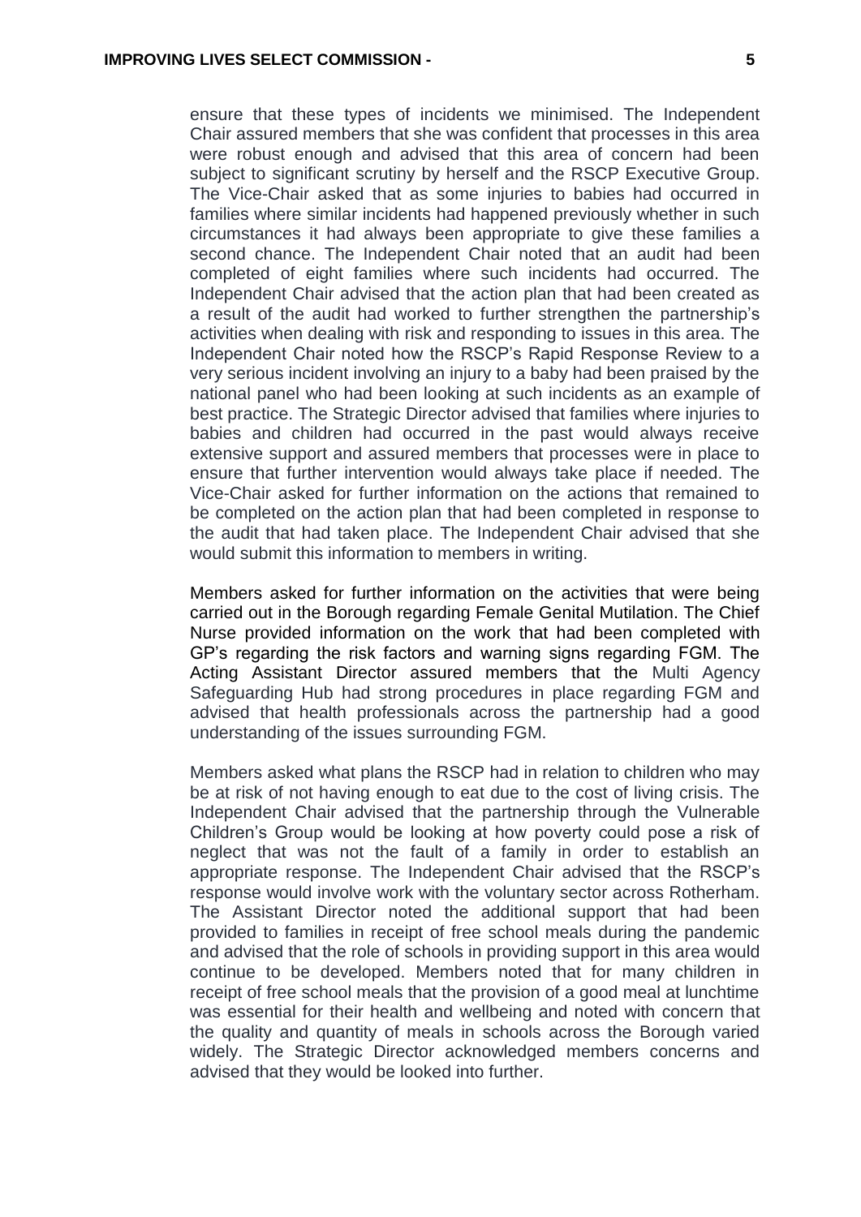ensure that these types of incidents we minimised. The Independent Chair assured members that she was confident that processes in this area were robust enough and advised that this area of concern had been subject to significant scrutiny by herself and the RSCP Executive Group. The Vice-Chair asked that as some injuries to babies had occurred in families where similar incidents had happened previously whether in such circumstances it had always been appropriate to give these families a second chance. The Independent Chair noted that an audit had been completed of eight families where such incidents had occurred. The Independent Chair advised that the action plan that had been created as a result of the audit had worked to further strengthen the partnership's activities when dealing with risk and responding to issues in this area. The Independent Chair noted how the RSCP's Rapid Response Review to a very serious incident involving an injury to a baby had been praised by the national panel who had been looking at such incidents as an example of best practice. The Strategic Director advised that families where injuries to babies and children had occurred in the past would always receive extensive support and assured members that processes were in place to ensure that further intervention would always take place if needed. The Vice-Chair asked for further information on the actions that remained to be completed on the action plan that had been completed in response to the audit that had taken place. The Independent Chair advised that she would submit this information to members in writing.

Members asked for further information on the activities that were being carried out in the Borough regarding Female Genital Mutilation. The Chief Nurse provided information on the work that had been completed with GP's regarding the risk factors and warning signs regarding FGM. The Acting Assistant Director assured members that the Multi Agency Safeguarding Hub had strong procedures in place regarding FGM and advised that health professionals across the partnership had a good understanding of the issues surrounding FGM.

Members asked what plans the RSCP had in relation to children who may be at risk of not having enough to eat due to the cost of living crisis. The Independent Chair advised that the partnership through the Vulnerable Children's Group would be looking at how poverty could pose a risk of neglect that was not the fault of a family in order to establish an appropriate response. The Independent Chair advised that the RSCP's response would involve work with the voluntary sector across Rotherham. The Assistant Director noted the additional support that had been provided to families in receipt of free school meals during the pandemic and advised that the role of schools in providing support in this area would continue to be developed. Members noted that for many children in receipt of free school meals that the provision of a good meal at lunchtime was essential for their health and wellbeing and noted with concern that the quality and quantity of meals in schools across the Borough varied widely. The Strategic Director acknowledged members concerns and advised that they would be looked into further.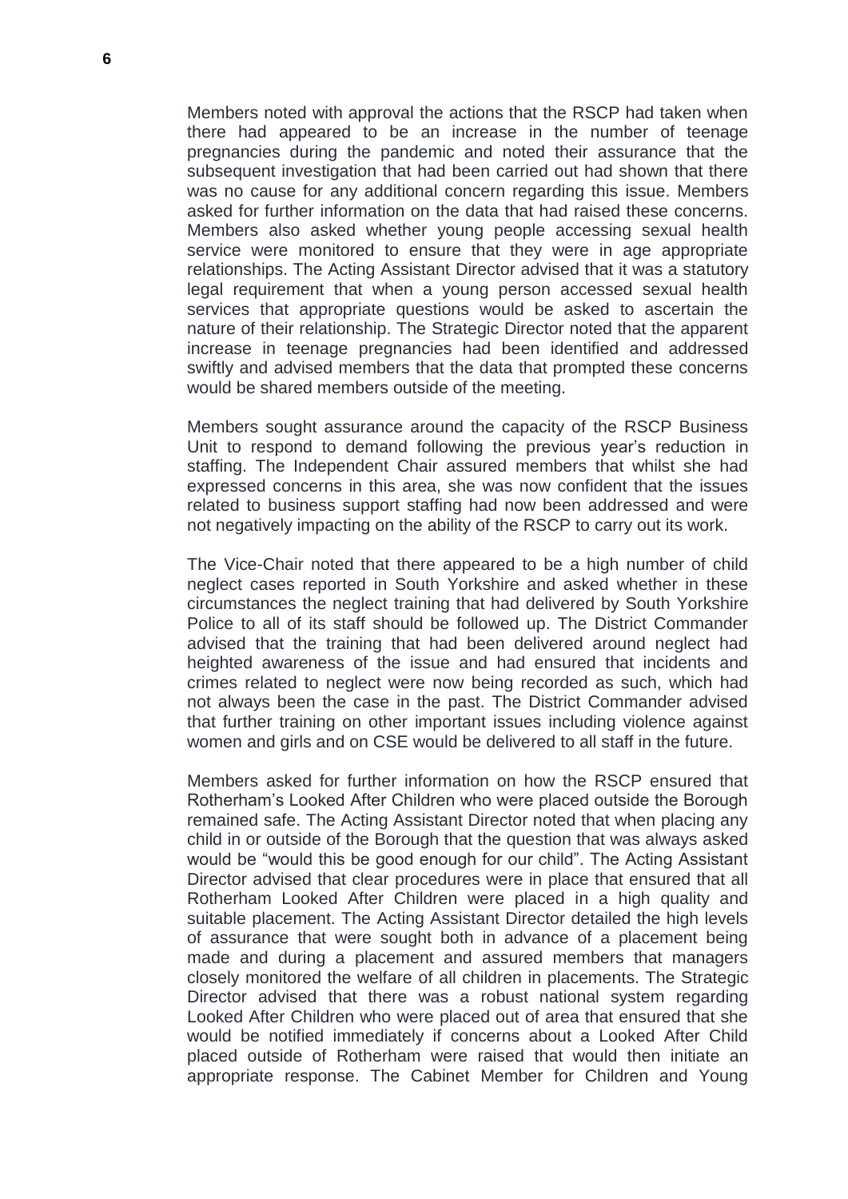Members noted with approval the actions that the RSCP had taken when there had appeared to be an increase in the number of teenage pregnancies during the pandemic and noted their assurance that the subsequent investigation that had been carried out had shown that there was no cause for any additional concern regarding this issue. Members asked for further information on the data that had raised these concerns. Members also asked whether young people accessing sexual health service were monitored to ensure that they were in age appropriate relationships. The Acting Assistant Director advised that it was a statutory legal requirement that when a young person accessed sexual health services that appropriate questions would be asked to ascertain the nature of their relationship. The Strategic Director noted that the apparent increase in teenage pregnancies had been identified and addressed swiftly and advised members that the data that prompted these concerns would be shared members outside of the meeting.

Members sought assurance around the capacity of the RSCP Business Unit to respond to demand following the previous year's reduction in staffing. The Independent Chair assured members that whilst she had expressed concerns in this area, she was now confident that the issues related to business support staffing had now been addressed and were not negatively impacting on the ability of the RSCP to carry out its work.

The Vice-Chair noted that there appeared to be a high number of child neglect cases reported in South Yorkshire and asked whether in these circumstances the neglect training that had delivered by South Yorkshire Police to all of its staff should be followed up. The District Commander advised that the training that had been delivered around neglect had heighted awareness of the issue and had ensured that incidents and crimes related to neglect were now being recorded as such, which had not always been the case in the past. The District Commander advised that further training on other important issues including violence against women and girls and on CSE would be delivered to all staff in the future.

Members asked for further information on how the RSCP ensured that Rotherham's Looked After Children who were placed outside the Borough remained safe. The Acting Assistant Director noted that when placing any child in or outside of the Borough that the question that was always asked would be "would this be good enough for our child". The Acting Assistant Director advised that clear procedures were in place that ensured that all Rotherham Looked After Children were placed in a high quality and suitable placement. The Acting Assistant Director detailed the high levels of assurance that were sought both in advance of a placement being made and during a placement and assured members that managers closely monitored the welfare of all children in placements. The Strategic Director advised that there was a robust national system regarding Looked After Children who were placed out of area that ensured that she would be notified immediately if concerns about a Looked After Child placed outside of Rotherham were raised that would then initiate an appropriate response. The Cabinet Member for Children and Young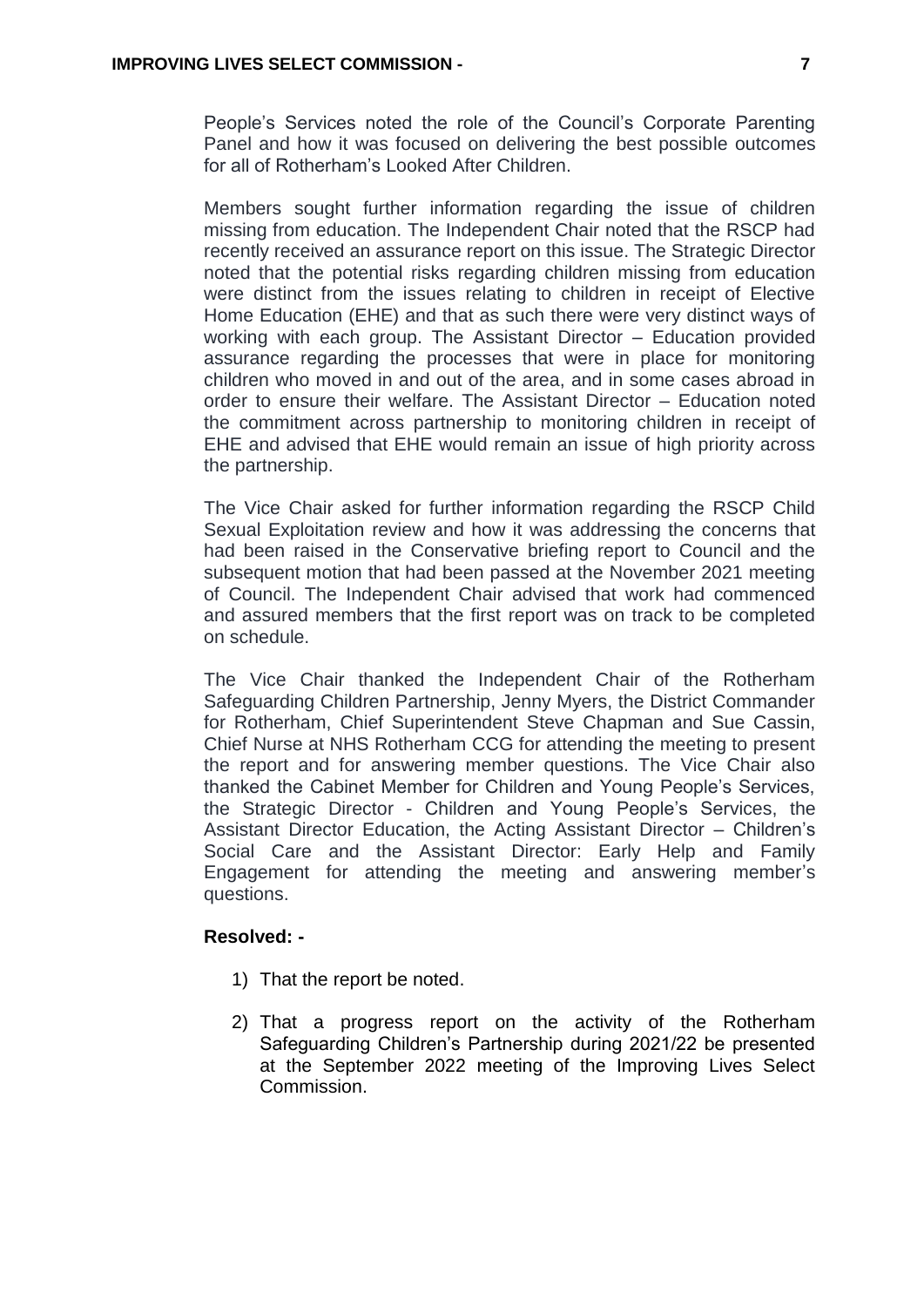People's Services noted the role of the Council's Corporate Parenting Panel and how it was focused on delivering the best possible outcomes for all of Rotherham's Looked After Children.

Members sought further information regarding the issue of children missing from education. The Independent Chair noted that the RSCP had recently received an assurance report on this issue. The Strategic Director noted that the potential risks regarding children missing from education were distinct from the issues relating to children in receipt of Elective Home Education (EHE) and that as such there were very distinct ways of working with each group. The Assistant Director – Education provided assurance regarding the processes that were in place for monitoring children who moved in and out of the area, and in some cases abroad in order to ensure their welfare. The Assistant Director – Education noted the commitment across partnership to monitoring children in receipt of EHE and advised that EHE would remain an issue of high priority across the partnership.

The Vice Chair asked for further information regarding the RSCP Child Sexual Exploitation review and how it was addressing the concerns that had been raised in the Conservative briefing report to Council and the subsequent motion that had been passed at the November 2021 meeting of Council. The Independent Chair advised that work had commenced and assured members that the first report was on track to be completed on schedule.

The Vice Chair thanked the Independent Chair of the Rotherham Safeguarding Children Partnership, Jenny Myers, the District Commander for Rotherham, Chief Superintendent Steve Chapman and Sue Cassin, Chief Nurse at NHS Rotherham CCG for attending the meeting to present the report and for answering member questions. The Vice Chair also thanked the Cabinet Member for Children and Young People's Services, the Strategic Director - Children and Young People's Services, the Assistant Director Education, the Acting Assistant Director – Children's Social Care and the Assistant Director: Early Help and Family Engagement for attending the meeting and answering member's questions.

**Resolved: -**

1) That the report be noted.

2) That a progress report on the activity of the Rotherham Safeguarding Children's Partnership during 2021/22 be presented at the September 2022 meeting of the Improving Lives Select Commission.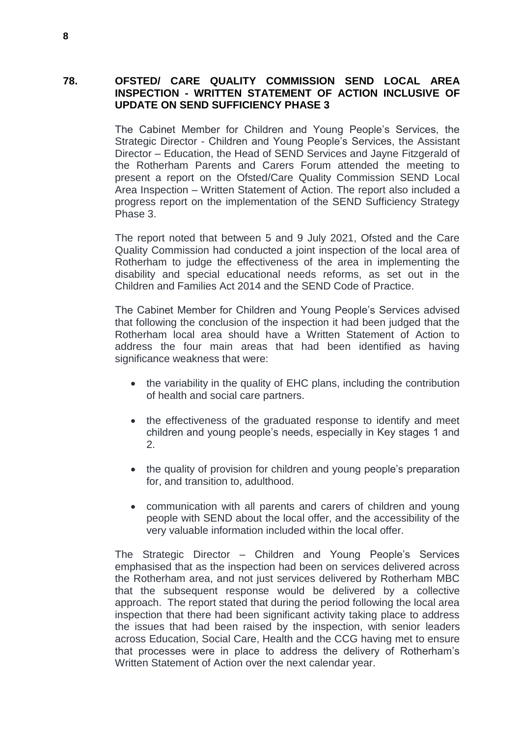## 78. OFSTED/ CARE QUALITY COMMISSION SEND LOCAL AREA INSPECTION - WRITTEN STATEMENT OF ACTION INCLUSIVE OF UPDATE ON SEND SUFFICIENCY PHASE 3

The Cabinet Member for Children and Young People's Services, the Strategic Director - Children and Young People's Services, the Assistant Director – Education, the Head of SEND Services and Jayne Fitzgerald of the Rotherham Parents and Carers Forum attended the meeting to present a report on the Ofsted/Care Quality Commission SEND Local Area Inspection – Written Statement of Action. The report also included a progress report on the implementation of the SEND Sufficiency Strategy Phase 3.

The report noted that between 5 and 9 July 2021, Ofsted and the Care Quality Commission had conducted a joint inspection of the local area of Rotherham to judge the effectiveness of the area in implementing the disability and special educational needs reforms, as set out in the Children and Families Act 2014 and the SEND Code of Practice.

The Cabinet Member for Children and Young People's Services advised that following the conclusion of the inspection it had been judged that the Rotherham local area should have a Written Statement of Action to address the four main areas that had been identified as having significance weakness that were:

- the variability in the quality of EHC plans, including the contribution of health and social care partners.
- the effectiveness of the graduated response to identify and meet children and young people's needs, especially in Key stages 1 and 2.
- the quality of provision for children and young people's preparation for, and transition to, adulthood.
- communication with all parents and carers of children and young people with SEND about the local offer, and the accessibility of the very valuable information included within the local offer.

The Strategic Director – Children and Young People's Services emphasised that as the inspection had been on services delivered across the Rotherham area, and not just services delivered by Rotherham MBC that the subsequent response would be delivered by a collective approach. The report stated that during the period following the local area inspection that there had been significant activity taking place to address the issues that had been raised by the inspection, with senior leaders across Education, Social Care, Health and the CCG having met to ensure that processes were in place to address the delivery of Rotherham's Written Statement of Action over the next calendar year.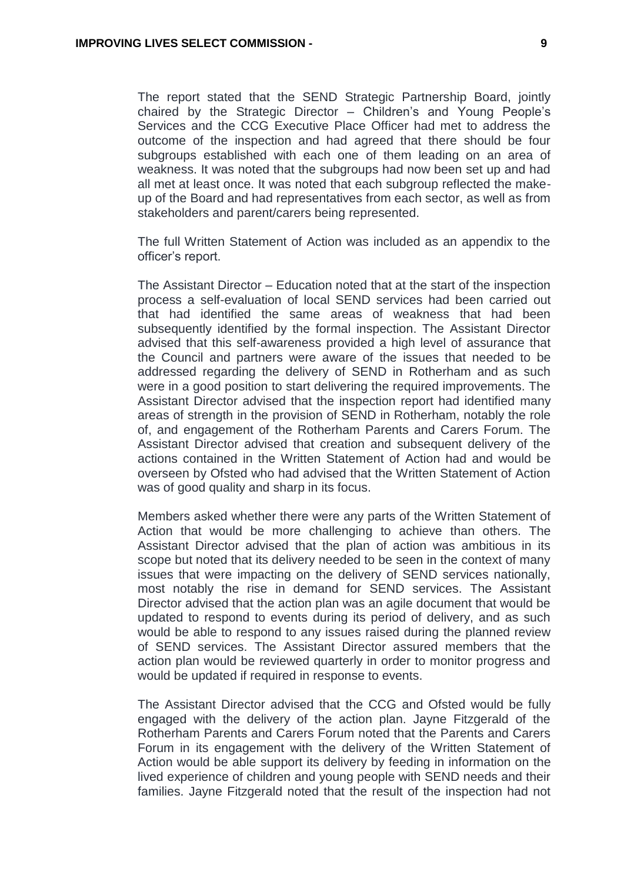The report stated that the SEND Strategic Partnership Board, jointly chaired by the Strategic Director – Children's and Young People's Services and the CCG Executive Place Officer had met to address the outcome of the inspection and had agreed that there should be four subgroups established with each one of them leading on an area of weakness. It was noted that the subgroups had now been set up and had all met at least once. It was noted that each subgroup reflected the make-up of the Board and had representatives from each sector, as well as from stakeholders and parent/carers being represented.

The full Written Statement of Action was included as an appendix to the officer's report.

The Assistant Director – Education noted that at the start of the inspection process a self-evaluation of local SEND services had been carried out that had identified the same areas of weakness that had been subsequently identified by the formal inspection. The Assistant Director advised that this self-awareness provided a high level of assurance that the Council and partners were aware of the issues that needed to be addressed regarding the delivery of SEND in Rotherham and as such were in a good position to start delivering the required improvements. The Assistant Director advised that the inspection report had identified many areas of strength in the provision of SEND in Rotherham, notably the role of, and engagement of the Rotherham Parents and Carers Forum. The Assistant Director advised that creation and subsequent delivery of the actions contained in the Written Statement of Action had and would be overseen by Ofsted who had advised that the Written Statement of Action was of good quality and sharp in its focus.

Members asked whether there were any parts of the Written Statement of Action that would be more challenging to achieve than others. The Assistant Director advised that the plan of action was ambitious in its scope but noted that its delivery needed to be seen in the context of many issues that were impacting on the delivery of SEND services nationally, most notably the rise in demand for SEND services. The Assistant Director advised that the action plan was an agile document that would be updated to respond to events during its period of delivery, and as such would be able to respond to any issues raised during the planned review of SEND services. The Assistant Director assured members that the action plan would be reviewed quarterly in order to monitor progress and would be updated if required in response to events.

The Assistant Director advised that the CCG and Ofsted would be fully engaged with the delivery of the action plan. Jayne Fitzgerald of the Rotherham Parents and Carers Forum noted that the Parents and Carers Forum in its engagement with the delivery of the Written Statement of Action would be able support its delivery by feeding in information on the lived experience of children and young people with SEND needs and their families. Jayne Fitzgerald noted that the result of the inspection had not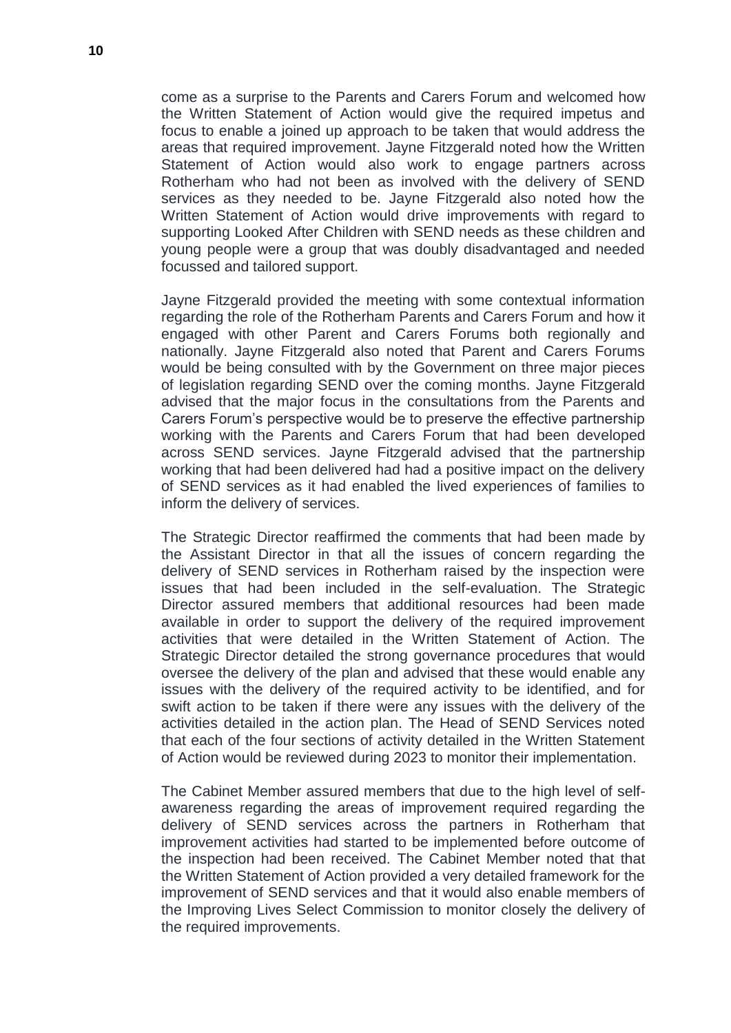come as a surprise to the Parents and Carers Forum and welcomed how the Written Statement of Action would give the required impetus and focus to enable a joined up approach to be taken that would address the areas that required improvement. Jayne Fitzgerald noted how the Written Statement of Action would also work to engage partners across Rotherham who had not been as involved with the delivery of SEND services as they needed to be. Jayne Fitzgerald also noted how the Written Statement of Action would drive improvements with regard to supporting Looked After Children with SEND needs as these children and young people were a group that was doubly disadvantaged and needed focussed and tailored support.

Jayne Fitzgerald provided the meeting with some contextual information regarding the role of the Rotherham Parents and Carers Forum and how it engaged with other Parent and Carers Forums both regionally and nationally. Jayne Fitzgerald also noted that Parent and Carers Forums would be being consulted with by the Government on three major pieces of legislation regarding SEND over the coming months. Jayne Fitzgerald advised that the major focus in the consultations from the Parents and Carers Forum's perspective would be to preserve the effective partnership working with the Parents and Carers Forum that had been developed across SEND services. Jayne Fitzgerald advised that the partnership working that had been delivered had had a positive impact on the delivery of SEND services as it had enabled the lived experiences of families to inform the delivery of services.

The Strategic Director reaffirmed the comments that had been made by the Assistant Director in that all the issues of concern regarding the delivery of SEND services in Rotherham raised by the inspection were issues that had been included in the self-evaluation. The Strategic Director assured members that additional resources had been made available in order to support the delivery of the required improvement activities that were detailed in the Written Statement of Action. The Strategic Director detailed the strong governance procedures that would oversee the delivery of the plan and advised that these would enable any issues with the delivery of the required activity to be identified, and for swift action to be taken if there were any issues with the delivery of the activities detailed in the action plan. The Head of SEND Services noted that each of the four sections of activity detailed in the Written Statement of Action would be reviewed during 2023 to monitor their implementation.

The Cabinet Member assured members that due to the high level of self-awareness regarding the areas of improvement required regarding the delivery of SEND services across the partners in Rotherham that improvement activities had started to be implemented before outcome of the inspection had been received. The Cabinet Member noted that that the Written Statement of Action provided a very detailed framework for the improvement of SEND services and that it would also enable members of the Improving Lives Select Commission to monitor closely the delivery of the required improvements.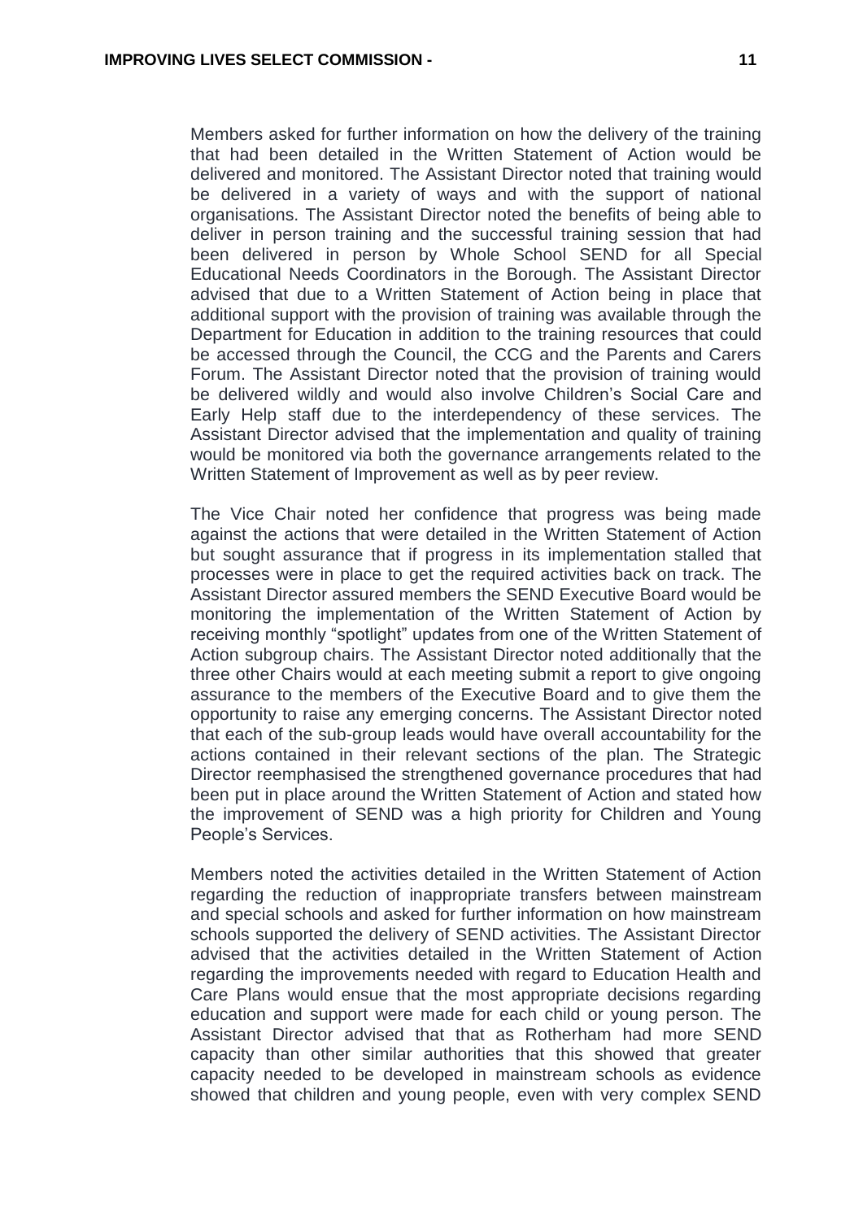Members asked for further information on how the delivery of the training that had been detailed in the Written Statement of Action would be delivered and monitored. The Assistant Director noted that training would be delivered in a variety of ways and with the support of national organisations. The Assistant Director noted the benefits of being able to deliver in person training and the successful training session that had been delivered in person by Whole School SEND for all Special Educational Needs Coordinators in the Borough. The Assistant Director advised that due to a Written Statement of Action being in place that additional support with the provision of training was available through the Department for Education in addition to the training resources that could be accessed through the Council, the CCG and the Parents and Carers Forum. The Assistant Director noted that the provision of training would be delivered wildly and would also involve Children's Social Care and Early Help staff due to the interdependency of these services. The Assistant Director advised that the implementation and quality of training would be monitored via both the governance arrangements related to the Written Statement of Improvement as well as by peer review.

The Vice Chair noted her confidence that progress was being made against the actions that were detailed in the Written Statement of Action but sought assurance that if progress in its implementation stalled that processes were in place to get the required activities back on track. The Assistant Director assured members the SEND Executive Board would be monitoring the implementation of the Written Statement of Action by receiving monthly "spotlight" updates from one of the Written Statement of Action subgroup chairs. The Assistant Director noted additionally that the three other Chairs would at each meeting submit a report to give ongoing assurance to the members of the Executive Board and to give them the opportunity to raise any emerging concerns. The Assistant Director noted that each of the sub-group leads would have overall accountability for the actions contained in their relevant sections of the plan. The Strategic Director reemphasised the strengthened governance procedures that had been put in place around the Written Statement of Action and stated how the improvement of SEND was a high priority for Children and Young People's Services.

Members noted the activities detailed in the Written Statement of Action regarding the reduction of inappropriate transfers between mainstream and special schools and asked for further information on how mainstream schools supported the delivery of SEND activities. The Assistant Director advised that the activities detailed in the Written Statement of Action regarding the improvements needed with regard to Education Health and Care Plans would ensue that the most appropriate decisions regarding education and support were made for each child or young person. The Assistant Director advised that that as Rotherham had more SEND capacity than other similar authorities that this showed that greater capacity needed to be developed in mainstream schools as evidence showed that children and young people, even with very complex SEND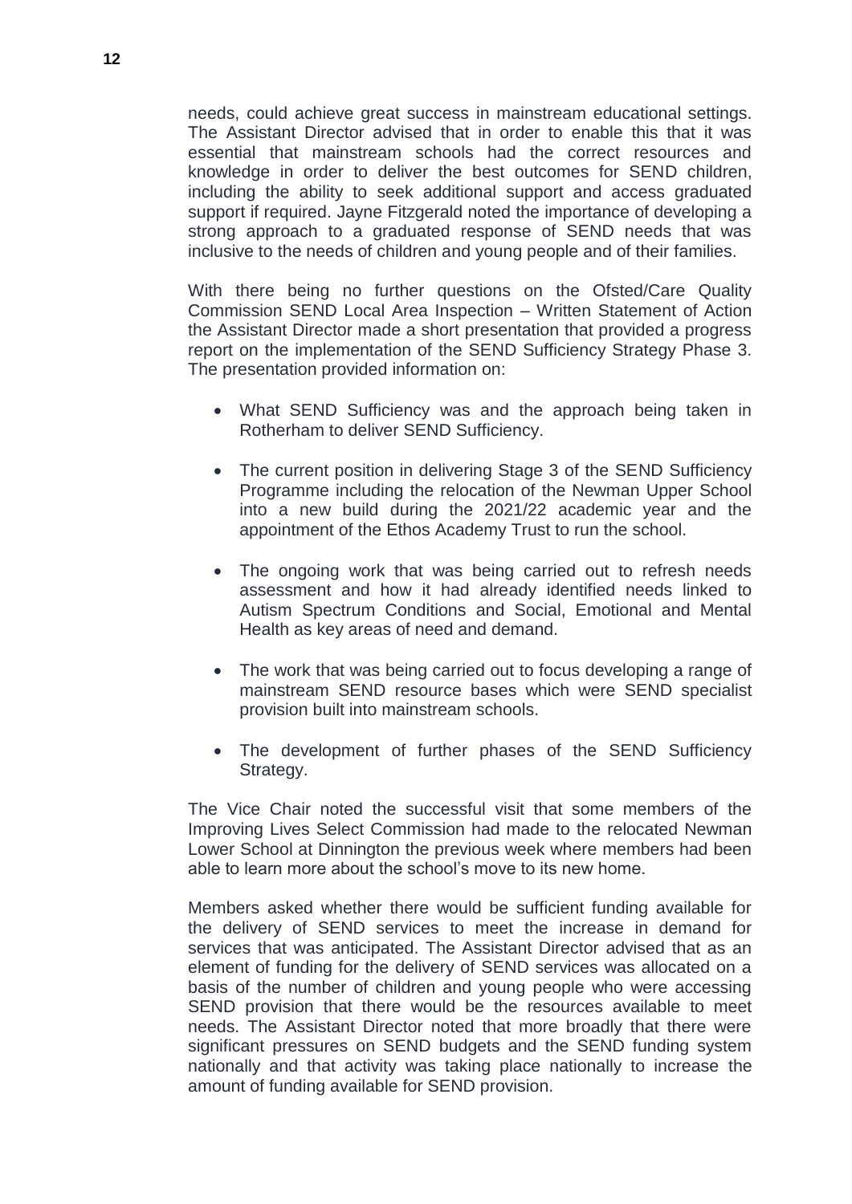needs, could achieve great success in mainstream educational settings. The Assistant Director advised that in order to enable this that it was essential that mainstream schools had the correct resources and knowledge in order to deliver the best outcomes for SEND children, including the ability to seek additional support and access graduated support if required. Jayne Fitzgerald noted the importance of developing a strong approach to a graduated response of SEND needs that was inclusive to the needs of children and young people and of their families.

With there being no further questions on the Ofsted/Care Quality Commission SEND Local Area Inspection – Written Statement of Action the Assistant Director made a short presentation that provided a progress report on the implementation of the SEND Sufficiency Strategy Phase 3. The presentation provided information on:

- What SEND Sufficiency was and the approach being taken in Rotherham to deliver SEND Sufficiency.
- The current position in delivering Stage 3 of the SEND Sufficiency Programme including the relocation of the Newman Upper School into a new build during the 2021/22 academic year and the appointment of the Ethos Academy Trust to run the school.
- The ongoing work that was being carried out to refresh needs assessment and how it had already identified needs linked to Autism Spectrum Conditions and Social, Emotional and Mental Health as key areas of need and demand.
- The work that was being carried out to focus developing a range of mainstream SEND resource bases which were SEND specialist provision built into mainstream schools.
- The development of further phases of the SEND Sufficiency Strategy.

The Vice Chair noted the successful visit that some members of the Improving Lives Select Commission had made to the relocated Newman Lower School at Dinnington the previous week where members had been able to learn more about the school's move to its new home.

Members asked whether there would be sufficient funding available for the delivery of SEND services to meet the increase in demand for services that was anticipated. The Assistant Director advised that as an element of funding for the delivery of SEND services was allocated on a basis of the number of children and young people who were accessing SEND provision that there would be the resources available to meet needs. The Assistant Director noted that more broadly that there were significant pressures on SEND budgets and the SEND funding system nationally and that activity was taking place nationally to increase the amount of funding available for SEND provision.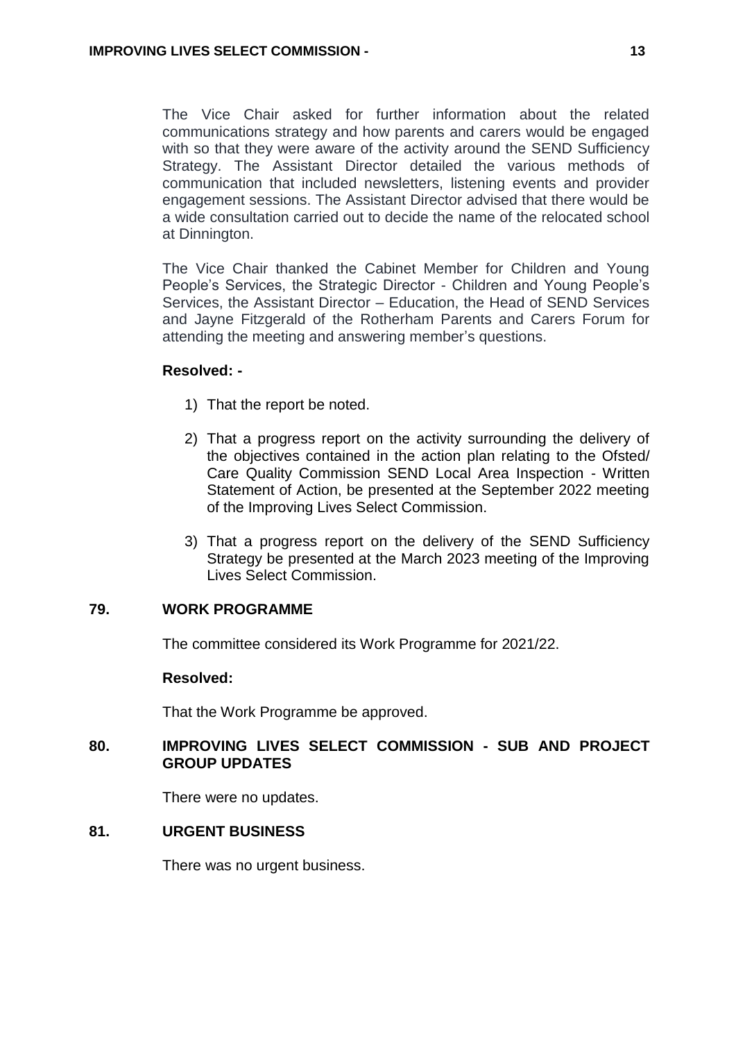The Vice Chair asked for further information about the related communications strategy and how parents and carers would be engaged with so that they were aware of the activity around the SEND Sufficiency Strategy. The Assistant Director detailed the various methods of communication that included newsletters, listening events and provider engagement sessions. The Assistant Director advised that there would be a wide consultation carried out to decide the name of the relocated school at Dinnington.

The Vice Chair thanked the Cabinet Member for Children and Young People's Services, the Strategic Director - Children and Young People's Services, the Assistant Director – Education, the Head of SEND Services and Jayne Fitzgerald of the Rotherham Parents and Carers Forum for attending the meeting and answering member's questions.

**Resolved: -**

1) That the report be noted.

2) That a progress report on the activity surrounding the delivery of the objectives contained in the action plan relating to the Ofsted/ Care Quality Commission SEND Local Area Inspection - Written Statement of Action, be presented at the September 2022 meeting of the Improving Lives Select Commission.

3) That a progress report on the delivery of the SEND Sufficiency Strategy be presented at the March 2023 meeting of the Improving Lives Select Commission.

## 79. WORK PROGRAMME

The committee considered its Work Programme for 2021/22.

**Resolved:**

That the Work Programme be approved.

## 80. IMPROVING LIVES SELECT COMMISSION - SUB AND PROJECT GROUP UPDATES

There were no updates.

## 81. URGENT BUSINESS

There was no urgent business.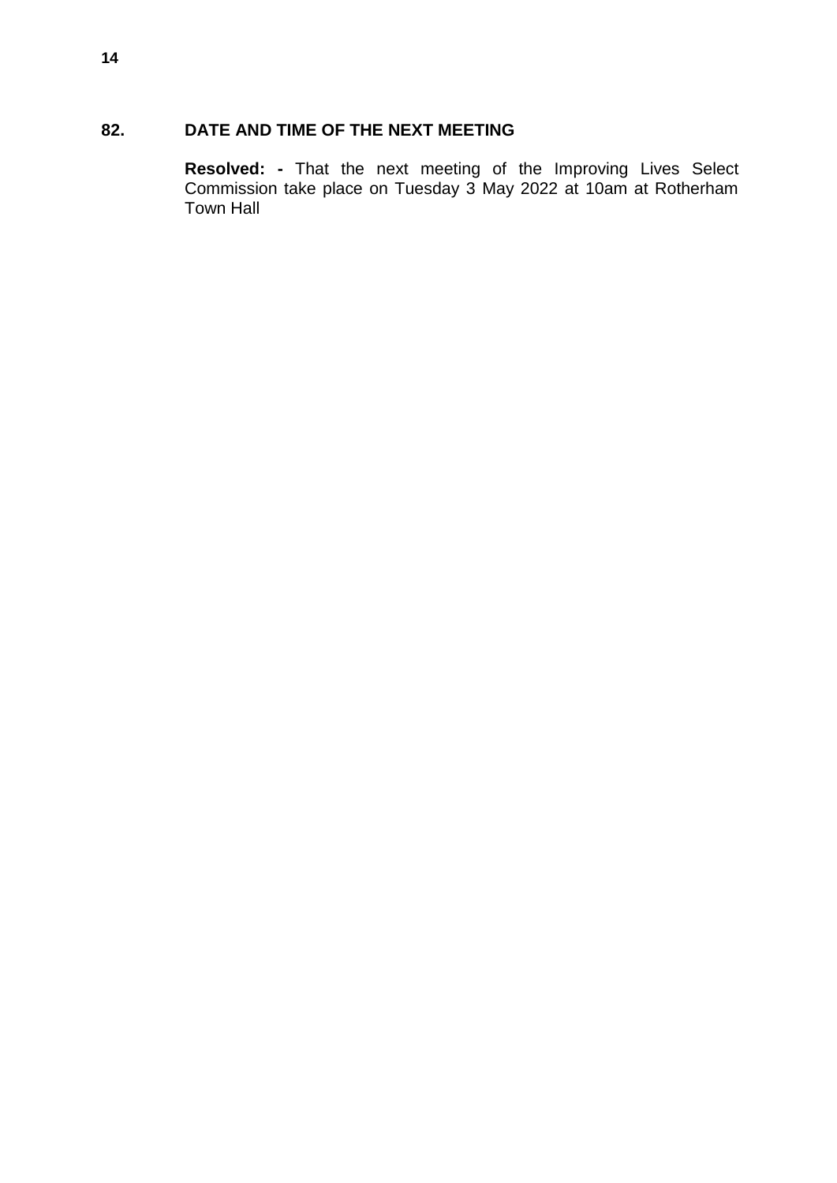## 82. DATE AND TIME OF THE NEXT MEETING

**Resolved: -** That the next meeting of the Improving Lives Select Commission take place on Tuesday 3 May 2022 at 10am at Rotherham Town Hall